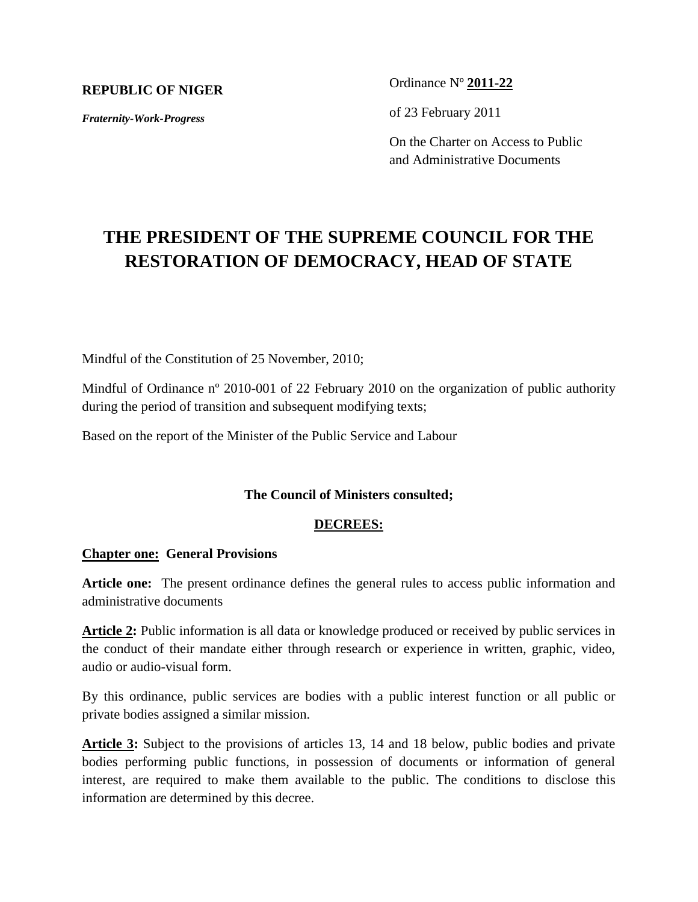**REPUBLIC OF NIGER**

***Fraternity-Work-Progress***

Ordinance Nº **2011-22**

of 23 February 2011

On the Charter on Access to Public and Administrative Documents

# THE PRESIDENT OF THE SUPREME COUNCIL FOR THE RESTORATION OF DEMOCRACY, HEAD OF STATE

Mindful of the Constitution of 25 November, 2010;

Mindful of Ordinance nº 2010-001 of 22 February 2010 on the organization of public authority during the period of transition and subsequent modifying texts;

Based on the report of the Minister of the Public Service and Labour

**The Council of Ministers consulted;**

**DECREES:**

## Chapter one: General Provisions

**Article one:** The present ordinance defines the general rules to access public information and administrative documents

**Article 2:** Public information is all data or knowledge produced or received by public services in the conduct of their mandate either through research or experience in written, graphic, video, audio or audio-visual form.

By this ordinance, public services are bodies with a public interest function or all public or private bodies assigned a similar mission.

**Article 3:** Subject to the provisions of articles 13, 14 and 18 below, public bodies and private bodies performing public functions, in possession of documents or information of general interest, are required to make them available to the public. The conditions to disclose this information are determined by this decree.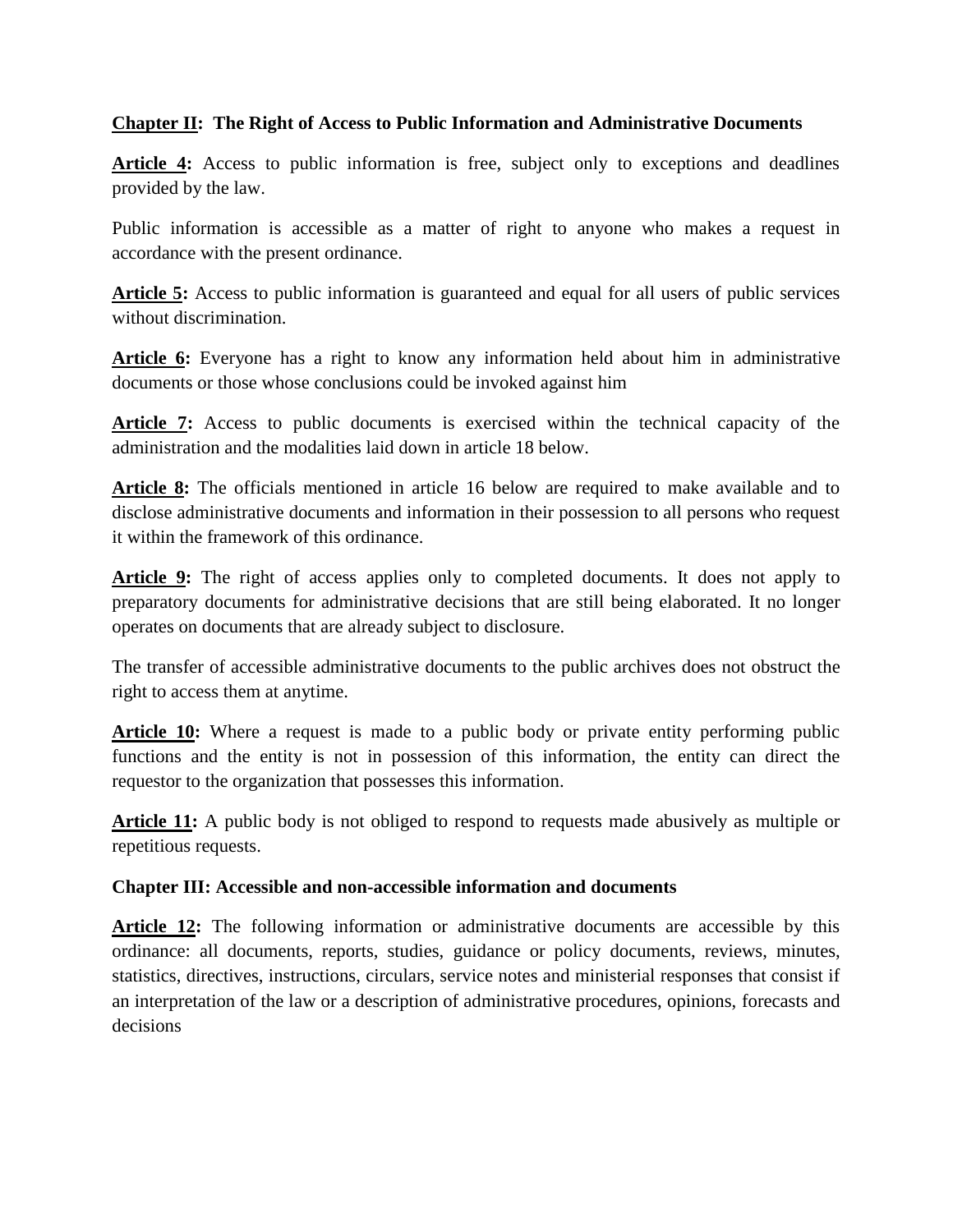**Chapter II: The Right of Access to Public Information and Administrative Documents**

**Article 4:** Access to public information is free, subject only to exceptions and deadlines provided by the law.

Public information is accessible as a matter of right to anyone who makes a request in accordance with the present ordinance.

**Article 5:** Access to public information is guaranteed and equal for all users of public services without discrimination.

**Article 6:** Everyone has a right to know any information held about him in administrative documents or those whose conclusions could be invoked against him

**Article 7:** Access to public documents is exercised within the technical capacity of the administration and the modalities laid down in article 18 below.

**Article 8:** The officials mentioned in article 16 below are required to make available and to disclose administrative documents and information in their possession to all persons who request it within the framework of this ordinance.

**Article 9:** The right of access applies only to completed documents. It does not apply to preparatory documents for administrative decisions that are still being elaborated. It no longer operates on documents that are already subject to disclosure.

The transfer of accessible administrative documents to the public archives does not obstruct the right to access them at anytime.

**Article 10:** Where a request is made to a public body or private entity performing public functions and the entity is not in possession of this information, the entity can direct the requestor to the organization that possesses this information.

**Article 11:** A public body is not obliged to respond to requests made abusively as multiple or repetitious requests.

**Chapter III: Accessible and non-accessible information and documents**

**Article 12:** The following information or administrative documents are accessible by this ordinance: all documents, reports, studies, guidance or policy documents, reviews, minutes, statistics, directives, instructions, circulars, service notes and ministerial responses that consist if an interpretation of the law or a description of administrative procedures, opinions, forecasts and decisions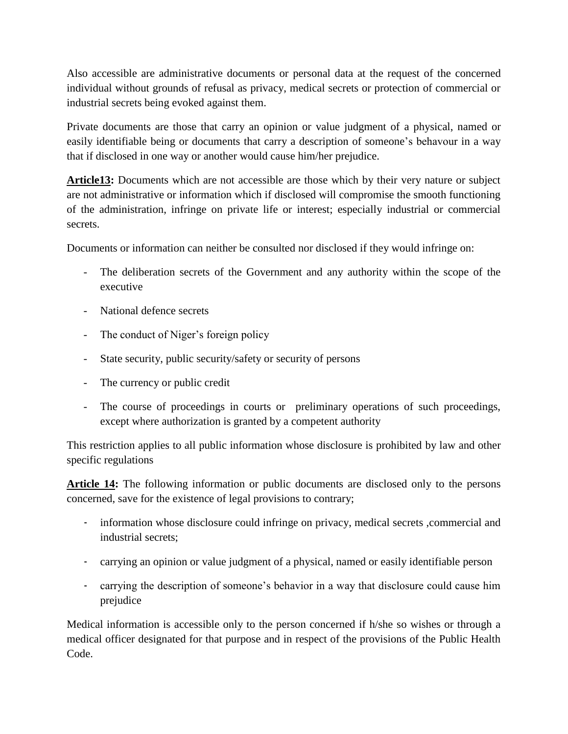Also accessible are administrative documents or personal data at the request of the concerned individual without grounds of refusal as privacy, medical secrets or protection of commercial or industrial secrets being evoked against them.

Private documents are those that carry an opinion or value judgment of a physical, named or easily identifiable being or documents that carry a description of someone's behavour in a way that if disclosed in one way or another would cause him/her prejudice.

**Article13:** Documents which are not accessible are those which by their very nature or subject are not administrative or information which if disclosed will compromise the smooth functioning of the administration, infringe on private life or interest; especially industrial or commercial secrets.

Documents or information can neither be consulted nor disclosed if they would infringe on:

- The deliberation secrets of the Government and any authority within the scope of the executive
- National defence secrets
- The conduct of Niger's foreign policy
- State security, public security/safety or security of persons
- The currency or public credit
- The course of proceedings in courts or preliminary operations of such proceedings, except where authorization is granted by a competent authority

This restriction applies to all public information whose disclosure is prohibited by law and other specific regulations

**Article 14:** The following information or public documents are disclosed only to the persons concerned, save for the existence of legal provisions to contrary;

- information whose disclosure could infringe on privacy, medical secrets ,commercial and industrial secrets;
- carrying an opinion or value judgment of a physical, named or easily identifiable person
- carrying the description of someone's behavior in a way that disclosure could cause him prejudice

Medical information is accessible only to the person concerned if h/she so wishes or through a medical officer designated for that purpose and in respect of the provisions of the Public Health Code.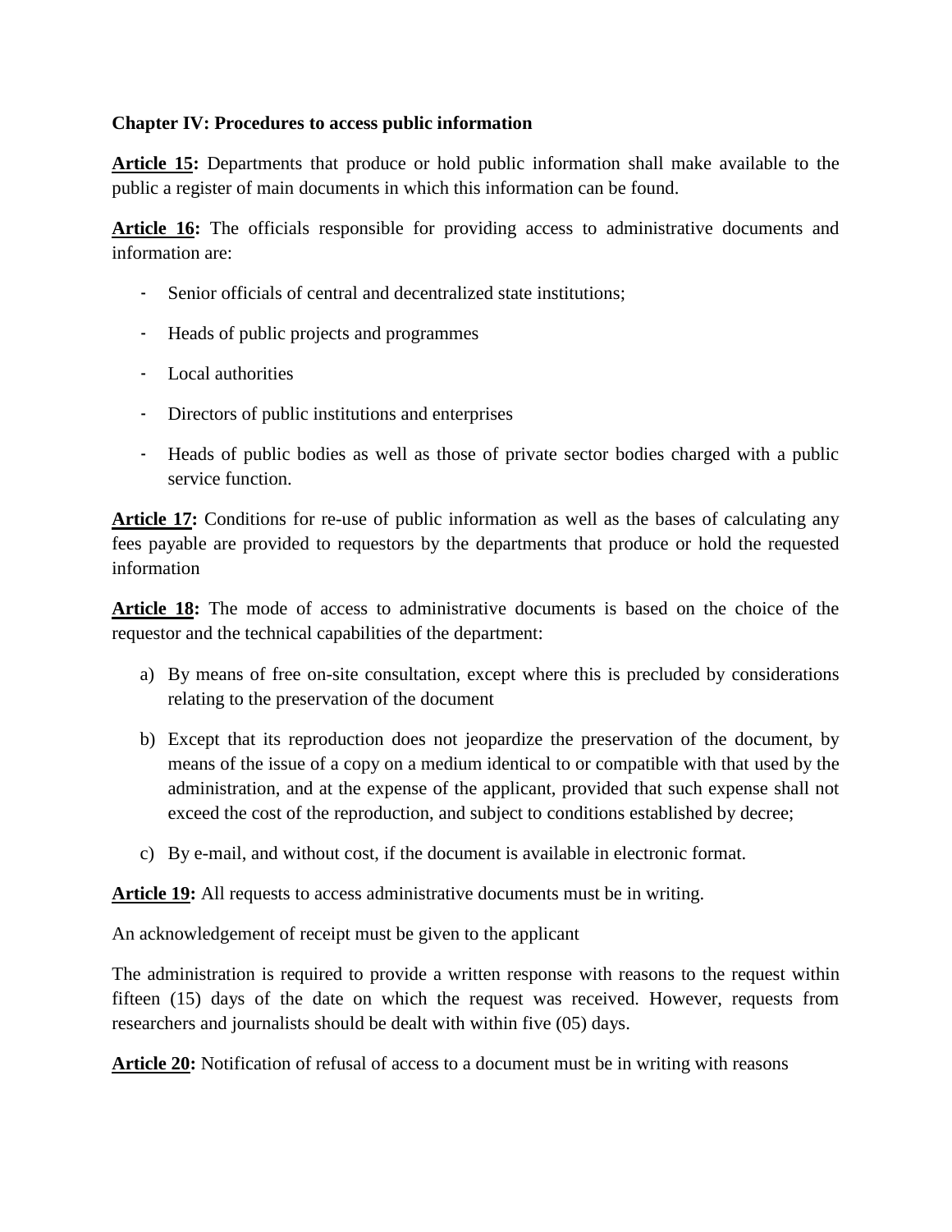**Chapter IV: Procedures to access public information**

**Article 15:** Departments that produce or hold public information shall make available to the public a register of main documents in which this information can be found.

**Article 16:** The officials responsible for providing access to administrative documents and information are:

- Senior officials of central and decentralized state institutions;
- Heads of public projects and programmes
- Local authorities
- Directors of public institutions and enterprises
- Heads of public bodies as well as those of private sector bodies charged with a public service function.

**Article 17:** Conditions for re-use of public information as well as the bases of calculating any fees payable are provided to requestors by the departments that produce or hold the requested information

**Article 18:** The mode of access to administrative documents is based on the choice of the requestor and the technical capabilities of the department:

a) By means of free on-site consultation, except where this is precluded by considerations relating to the preservation of the document
b) Except that its reproduction does not jeopardize the preservation of the document, by means of the issue of a copy on a medium identical to or compatible with that used by the administration, and at the expense of the applicant, provided that such expense shall not exceed the cost of the reproduction, and subject to conditions established by decree;
c) By e-mail, and without cost, if the document is available in electronic format.

**Article 19:** All requests to access administrative documents must be in writing.

An acknowledgement of receipt must be given to the applicant

The administration is required to provide a written response with reasons to the request within fifteen (15) days of the date on which the request was received. However, requests from researchers and journalists should be dealt with within five (05) days.

**Article 20:** Notification of refusal of access to a document must be in writing with reasons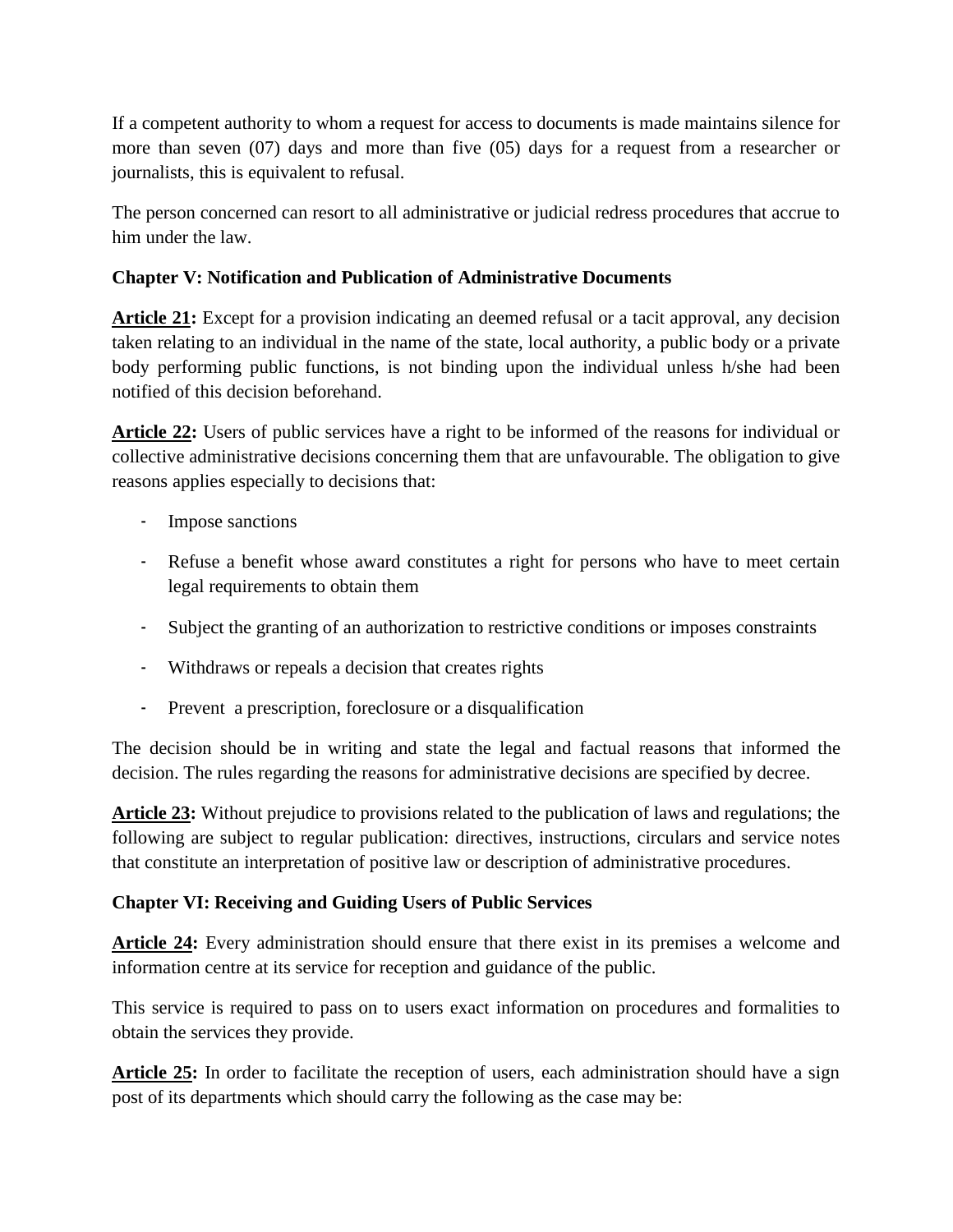If a competent authority to whom a request for access to documents is made maintains silence for more than seven (07) days and more than five (05) days for a request from a researcher or journalists, this is equivalent to refusal.

The person concerned can resort to all administrative or judicial redress procedures that accrue to him under the law.

**Chapter V: Notification and Publication of Administrative Documents**

**Article 21:** Except for a provision indicating an deemed refusal or a tacit approval, any decision taken relating to an individual in the name of the state, local authority, a public body or a private body performing public functions, is not binding upon the individual unless h/she had been notified of this decision beforehand.

**Article 22:** Users of public services have a right to be informed of the reasons for individual or collective administrative decisions concerning them that are unfavourable. The obligation to give reasons applies especially to decisions that:

- Impose sanctions
- Refuse a benefit whose award constitutes a right for persons who have to meet certain legal requirements to obtain them
- Subject the granting of an authorization to restrictive conditions or imposes constraints
- Withdraws or repeals a decision that creates rights
- Prevent a prescription, foreclosure or a disqualification

The decision should be in writing and state the legal and factual reasons that informed the decision. The rules regarding the reasons for administrative decisions are specified by decree.

**Article 23:** Without prejudice to provisions related to the publication of laws and regulations; the following are subject to regular publication: directives, instructions, circulars and service notes that constitute an interpretation of positive law or description of administrative procedures.

**Chapter VI: Receiving and Guiding Users of Public Services**

**Article 24:** Every administration should ensure that there exist in its premises a welcome and information centre at its service for reception and guidance of the public.

This service is required to pass on to users exact information on procedures and formalities to obtain the services they provide.

**Article 25:** In order to facilitate the reception of users, each administration should have a sign post of its departments which should carry the following as the case may be: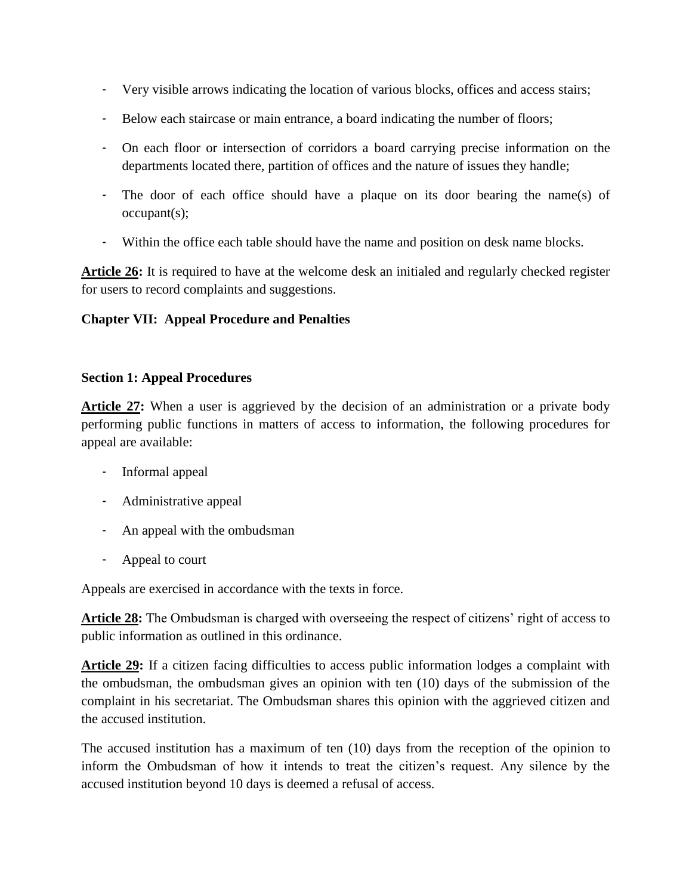- Very visible arrows indicating the location of various blocks, offices and access stairs;
- Below each staircase or main entrance, a board indicating the number of floors;
- On each floor or intersection of corridors a board carrying precise information on the departments located there, partition of offices and the nature of issues they handle;
- The door of each office should have a plaque on its door bearing the name(s) of occupant(s);
- Within the office each table should have the name and position on desk name blocks.

**Article 26:** It is required to have at the welcome desk an initialed and regularly checked register for users to record complaints and suggestions.

## Chapter VII: Appeal Procedure and Penalties

### Section 1: Appeal Procedures

**Article 27:** When a user is aggrieved by the decision of an administration or a private body performing public functions in matters of access to information, the following procedures for appeal are available:

- Informal appeal
- Administrative appeal
- An appeal with the ombudsman
- Appeal to court

Appeals are exercised in accordance with the texts in force.

**Article 28:** The Ombudsman is charged with overseeing the respect of citizens' right of access to public information as outlined in this ordinance.

**Article 29:** If a citizen facing difficulties to access public information lodges a complaint with the ombudsman, the ombudsman gives an opinion with ten (10) days of the submission of the complaint in his secretariat. The Ombudsman shares this opinion with the aggrieved citizen and the accused institution.

The accused institution has a maximum of ten (10) days from the reception of the opinion to inform the Ombudsman of how it intends to treat the citizen's request. Any silence by the accused institution beyond 10 days is deemed a refusal of access.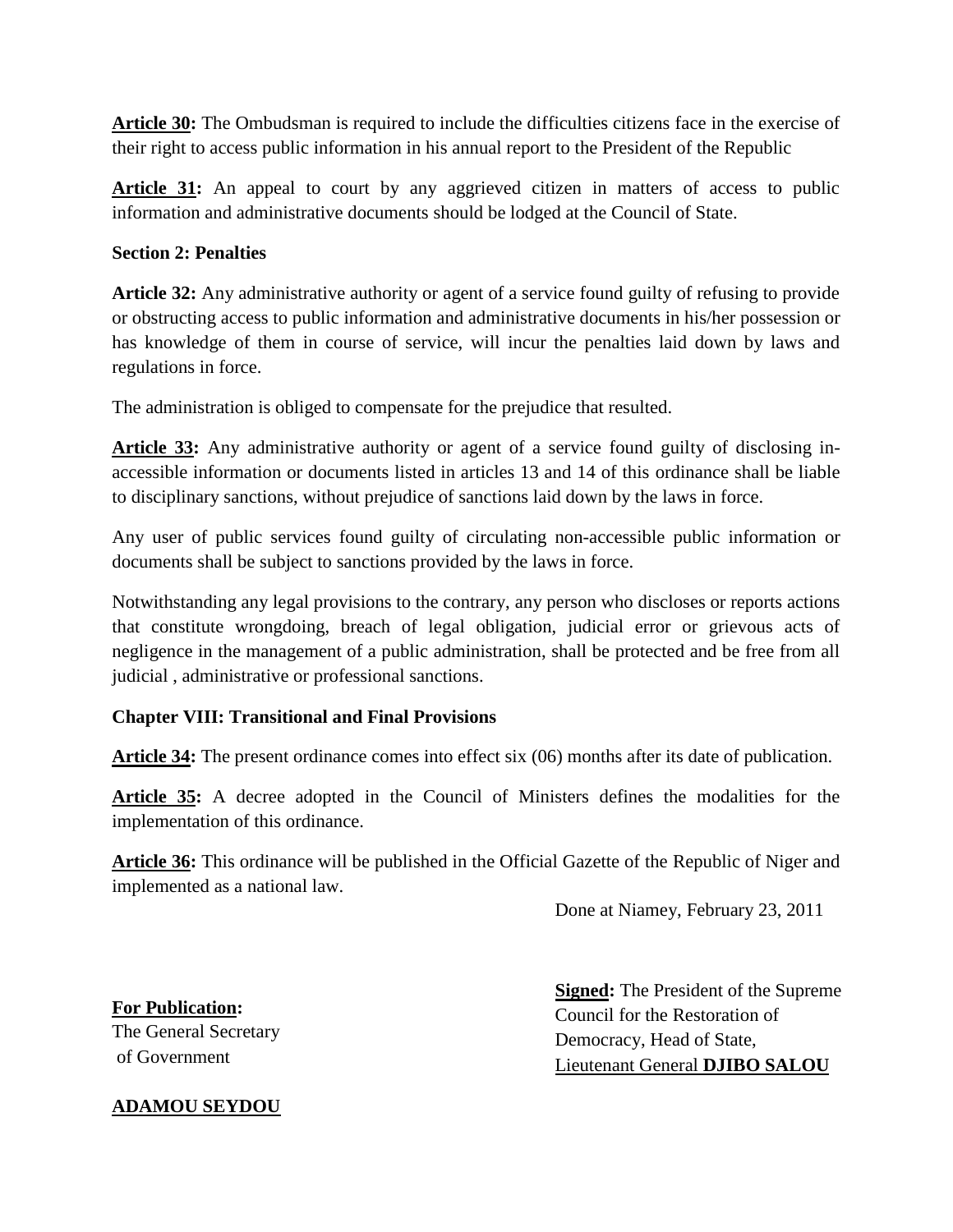**Article 30:** The Ombudsman is required to include the difficulties citizens face in the exercise of their right to access public information in his annual report to the President of the Republic

**Article 31:** An appeal to court by any aggrieved citizen in matters of access to public information and administrative documents should be lodged at the Council of State.

**Section 2: Penalties**

**Article 32:** Any administrative authority or agent of a service found guilty of refusing to provide or obstructing access to public information and administrative documents in his/her possession or has knowledge of them in course of service, will incur the penalties laid down by laws and regulations in force.

The administration is obliged to compensate for the prejudice that resulted.

**Article 33:** Any administrative authority or agent of a service found guilty of disclosing in-accessible information or documents listed in articles 13 and 14 of this ordinance shall be liable to disciplinary sanctions, without prejudice of sanctions laid down by the laws in force.

Any user of public services found guilty of circulating non-accessible public information or documents shall be subject to sanctions provided by the laws in force.

Notwithstanding any legal provisions to the contrary, any person who discloses or reports actions that constitute wrongdoing, breach of legal obligation, judicial error or grievous acts of negligence in the management of a public administration, shall be protected and be free from all judicial , administrative or professional sanctions.

**Chapter VIII: Transitional and Final Provisions**

**Article 34:** The present ordinance comes into effect six (06) months after its date of publication.

**Article 35:** A decree adopted in the Council of Ministers defines the modalities for the implementation of this ordinance.

**Article 36:** This ordinance will be published in the Official Gazette of the Republic of Niger and implemented as a national law.

Done at Niamey, February 23, 2011

**Signed:** The President of the Supreme Council for the Restoration of Democracy, Head of State,
Lieutenant General **DJIBO SALOU**

**For Publication:**
The General Secretary
of Government

**ADAMOU SEYDOU**